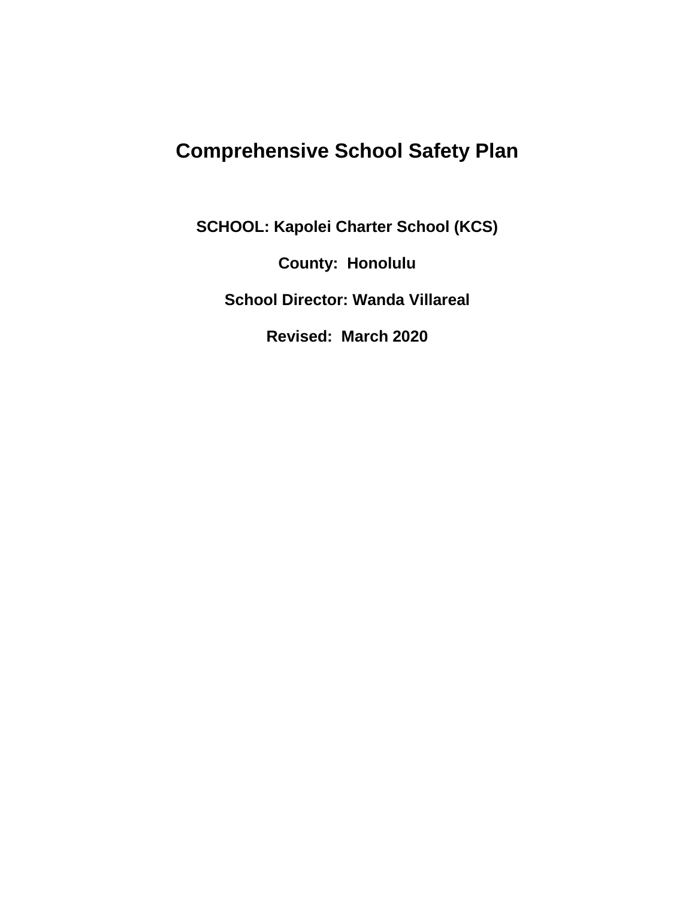# Comprehensive School Safety Plan

**SCHOOL: Kapolei Charter School (KCS)**

**County: Honolulu**

**School Director: Wanda Villareal**

**Revised: March 2020**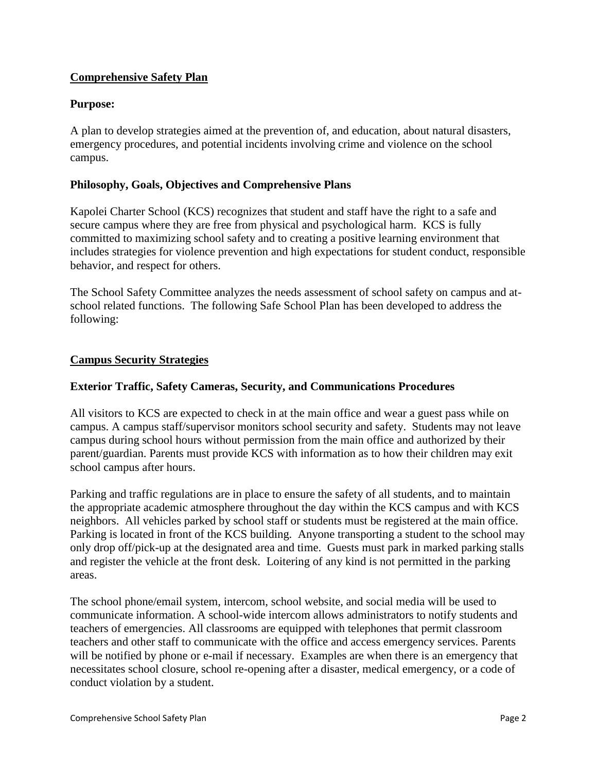## Comprehensive Safety Plan

### Purpose:

A plan to develop strategies aimed at the prevention of, and education, about natural disasters, emergency procedures, and potential incidents involving crime and violence on the school campus.

### Philosophy, Goals, Objectives and Comprehensive Plans

Kapolei Charter School (KCS) recognizes that student and staff have the right to a safe and secure campus where they are free from physical and psychological harm. KCS is fully committed to maximizing school safety and to creating a positive learning environment that includes strategies for violence prevention and high expectations for student conduct, responsible behavior, and respect for others.

The School Safety Committee analyzes the needs assessment of school safety on campus and at-school related functions. The following Safe School Plan has been developed to address the following:

## Campus Security Strategies

### Exterior Traffic, Safety Cameras, Security, and Communications Procedures

All visitors to KCS are expected to check in at the main office and wear a guest pass while on campus. A campus staff/supervisor monitors school security and safety. Students may not leave campus during school hours without permission from the main office and authorized by their parent/guardian. Parents must provide KCS with information as to how their children may exit school campus after hours.

Parking and traffic regulations are in place to ensure the safety of all students, and to maintain the appropriate academic atmosphere throughout the day within the KCS campus and with KCS neighbors. All vehicles parked by school staff or students must be registered at the main office. Parking is located in front of the KCS building. Anyone transporting a student to the school may only drop off/pick-up at the designated area and time. Guests must park in marked parking stalls and register the vehicle at the front desk. Loitering of any kind is not permitted in the parking areas.

The school phone/email system, intercom, school website, and social media will be used to communicate information. A school-wide intercom allows administrators to notify students and teachers of emergencies. All classrooms are equipped with telephones that permit classroom teachers and other staff to communicate with the office and access emergency services. Parents will be notified by phone or e-mail if necessary. Examples are when there is an emergency that necessitates school closure, school re-opening after a disaster, medical emergency, or a code of conduct violation by a student.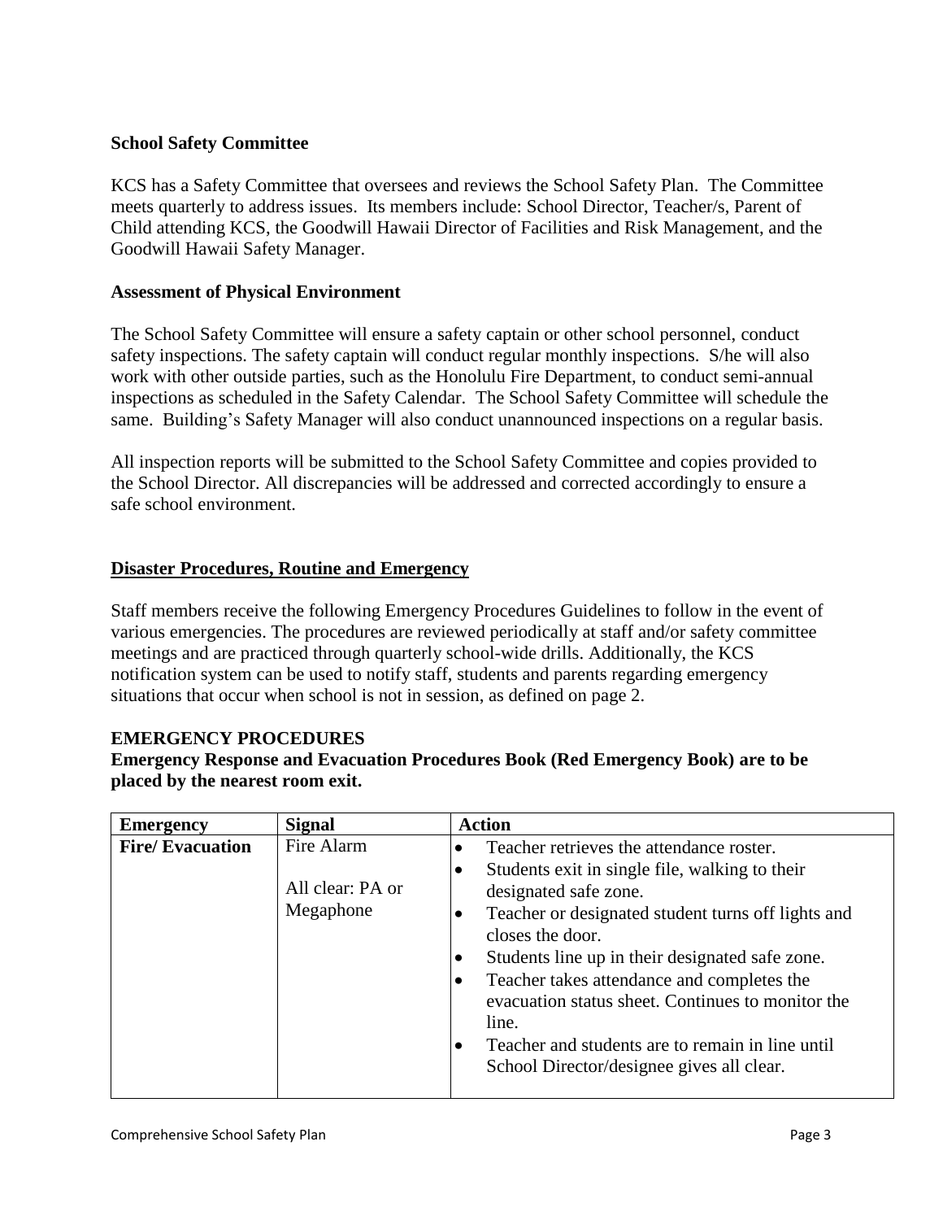**School Safety Committee**

KCS has a Safety Committee that oversees and reviews the School Safety Plan. The Committee meets quarterly to address issues. Its members include: School Director, Teacher/s, Parent of Child attending KCS, the Goodwill Hawaii Director of Facilities and Risk Management, and the Goodwill Hawaii Safety Manager.

**Assessment of Physical Environment**

The School Safety Committee will ensure a safety captain or other school personnel, conduct safety inspections. The safety captain will conduct regular monthly inspections. S/he will also work with other outside parties, such as the Honolulu Fire Department, to conduct semi-annual inspections as scheduled in the Safety Calendar. The School Safety Committee will schedule the same. Building's Safety Manager will also conduct unannounced inspections on a regular basis.

All inspection reports will be submitted to the School Safety Committee and copies provided to the School Director. All discrepancies will be addressed and corrected accordingly to ensure a safe school environment.

**Disaster Procedures, Routine and Emergency**

Staff members receive the following Emergency Procedures Guidelines to follow in the event of various emergencies. The procedures are reviewed periodically at staff and/or safety committee meetings and are practiced through quarterly school-wide drills. Additionally, the KCS notification system can be used to notify staff, students and parents regarding emergency situations that occur when school is not in session, as defined on page 2.

**EMERGENCY PROCEDURES**

**Emergency Response and Evacuation Procedures Book (Red Emergency Book) are to be placed by the nearest room exit.**

| Emergency | Signal | Action |
|---|---|---|
| **Fire/ Evacuation** | Fire Alarm<br><br>All clear: PA or Megaphone | • Teacher retrieves the attendance roster.<br>• Students exit in single file, walking to their designated safe zone.<br>• Teacher or designated student turns off lights and closes the door.<br>• Students line up in their designated safe zone.<br>• Teacher takes attendance and completes the evacuation status sheet. Continues to monitor the line.<br>• Teacher and students are to remain in line until School Director/designee gives all clear. |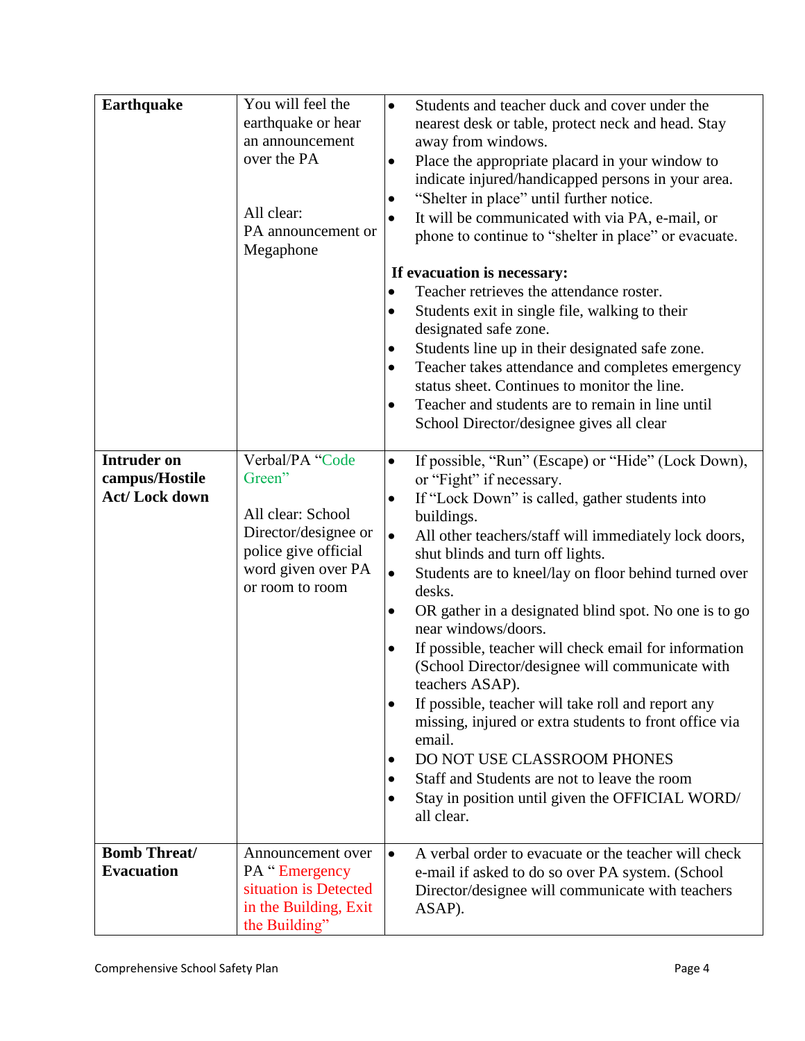| | | |
|---|---|---|
| **Earthquake** | You will feel the earthquake or hear an announcement over the PA<br><br>All clear:<br>PA announcement or Megaphone | • Students and teacher duck and cover under the nearest desk or table, protect neck and head. Stay away from windows.<br>• Place the appropriate placard in your window to indicate injured/handicapped persons in your area.<br>• "Shelter in place" until further notice.<br>• It will be communicated with via PA, e-mail, or phone to continue to "shelter in place" or evacuate.<br><br>**If evacuation is necessary:**<br>• Teacher retrieves the attendance roster.<br>• Students exit in single file, walking to their designated safe zone.<br>• Students line up in their designated safe zone.<br>• Teacher takes attendance and completes emergency status sheet. Continues to monitor the line.<br>• Teacher and students are to remain in line until School Director/designee gives all clear |
| **Intruder on campus/Hostile Act/ Lock down** | Verbal/PA "Code Green"<br><br>All clear: School Director/designee or police give official word given over PA or room to room | • If possible, "Run" (Escape) or "Hide" (Lock Down), or "Fight" if necessary.<br>• If "Lock Down" is called, gather students into buildings.<br>• All other teachers/staff will immediately lock doors, shut blinds and turn off lights.<br>• Students are to kneel/lay on floor behind turned over desks.<br>• OR gather in a designated blind spot. No one is to go near windows/doors.<br>• If possible, teacher will check email for information (School Director/designee will communicate with teachers ASAP).<br>• If possible, teacher will take roll and report any missing, injured or extra students to front office via email.<br>• DO NOT USE CLASSROOM PHONES<br>• Staff and Students are not to leave the room<br>• Stay in position until given the OFFICIAL WORD/ all clear. |
| **Bomb Threat/ Evacuation** | Announcement over PA " Emergency situation is Detected in the Building, Exit the Building" | • A verbal order to evacuate or the teacher will check e-mail if asked to do so over PA system. (School Director/designee will communicate with teachers ASAP). |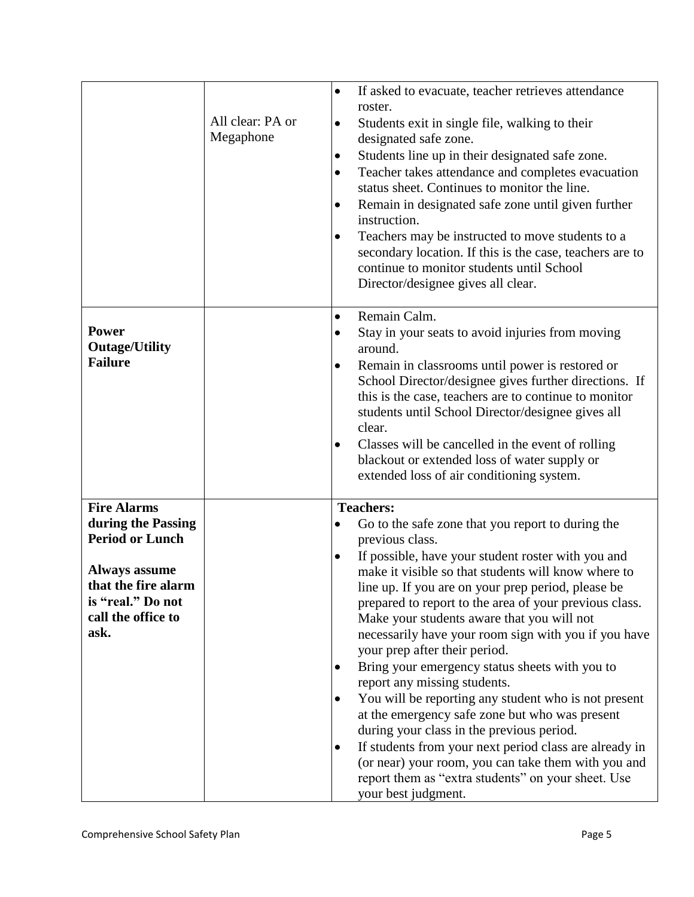| | | |
|---|---|---|
| | All clear: PA or Megaphone | • If asked to evacuate, teacher retrieves attendance roster.<br>• Students exit in single file, walking to their designated safe zone.<br>• Students line up in their designated safe zone.<br>• Teacher takes attendance and completes evacuation status sheet. Continues to monitor the line.<br>• Remain in designated safe zone until given further instruction.<br>• Teachers may be instructed to move students to a secondary location. If this is the case, teachers are to continue to monitor students until School Director/designee gives all clear. |
| **Power Outage/Utility Failure** | | • Remain Calm.<br>• Stay in your seats to avoid injuries from moving around.<br>• Remain in classrooms until power is restored or School Director/designee gives further directions. If this is the case, teachers are to continue to monitor students until School Director/designee gives all clear.<br>• Classes will be cancelled in the event of rolling blackout or extended loss of water supply or extended loss of air conditioning system. |
| **Fire Alarms during the Passing Period or Lunch**<br><br>**Always assume that the fire alarm is "real." Do not call the office to ask.** | | **Teachers:**<br>• Go to the safe zone that you report to during the previous class.<br>• If possible, have your student roster with you and make it visible so that students will know where to line up. If you are on your prep period, please be prepared to report to the area of your previous class. Make your students aware that you will not necessarily have your room sign with you if you have your prep after their period.<br>• Bring your emergency status sheets with you to report any missing students.<br>• You will be reporting any student who is not present at the emergency safe zone but who was present during your class in the previous period.<br>• If students from your next period class are already in (or near) your room, you can take them with you and report them as "extra students" on your sheet. Use your best judgment. |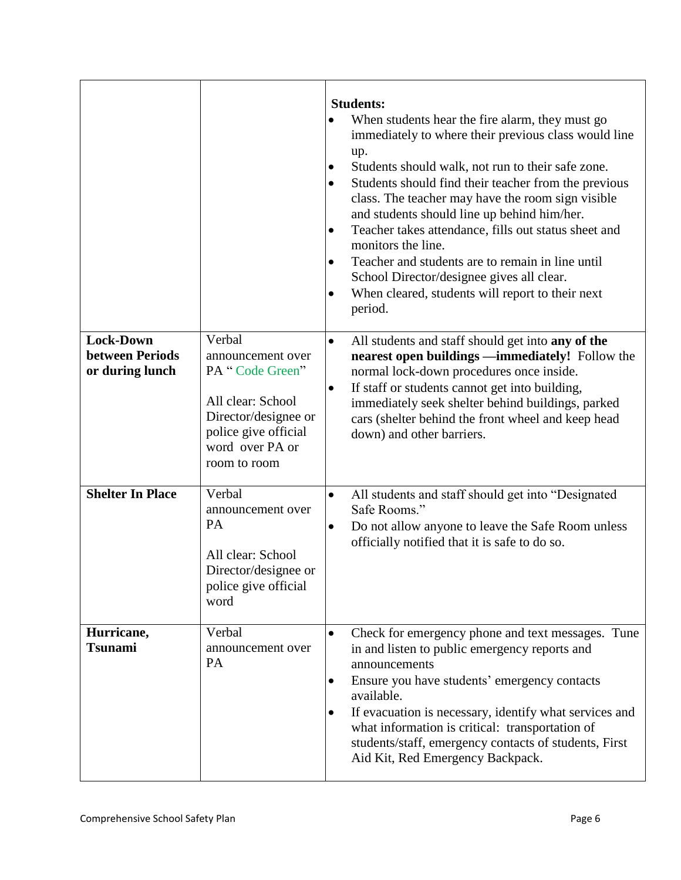| | | |
|---|---|---|
| | | **Students:**<br>• When students hear the fire alarm, they must go immediately to where their previous class would line up.<br>• Students should walk, not run to their safe zone.<br>• Students should find their teacher from the previous class. The teacher may have the room sign visible and students should line up behind him/her.<br>• Teacher takes attendance, fills out status sheet and monitors the line.<br>• Teacher and students are to remain in line until School Director/designee gives all clear.<br>• When cleared, students will report to their next period. |
| **Lock-Down between Periods or during lunch** | Verbal announcement over PA " Code Green"<br><br>All clear: School Director/designee or police give official word over PA or room to room | • All students and staff should get into **any of the nearest open buildings —immediately!** Follow the normal lock-down procedures once inside.<br>• If staff or students cannot get into building, immediately seek shelter behind buildings, parked cars (shelter behind the front wheel and keep head down) and other barriers. |
| **Shelter In Place** | Verbal announcement over PA<br><br>All clear: School Director/designee or police give official word | • All students and staff should get into "Designated Safe Rooms."<br>• Do not allow anyone to leave the Safe Room unless officially notified that it is safe to do so. |
| **Hurricane, Tsunami** | Verbal announcement over PA | • Check for emergency phone and text messages. Tune in and listen to public emergency reports and announcements<br>• Ensure you have students' emergency contacts available.<br>• If evacuation is necessary, identify what services and what information is critical: transportation of students/staff, emergency contacts of students, First Aid Kit, Red Emergency Backpack. |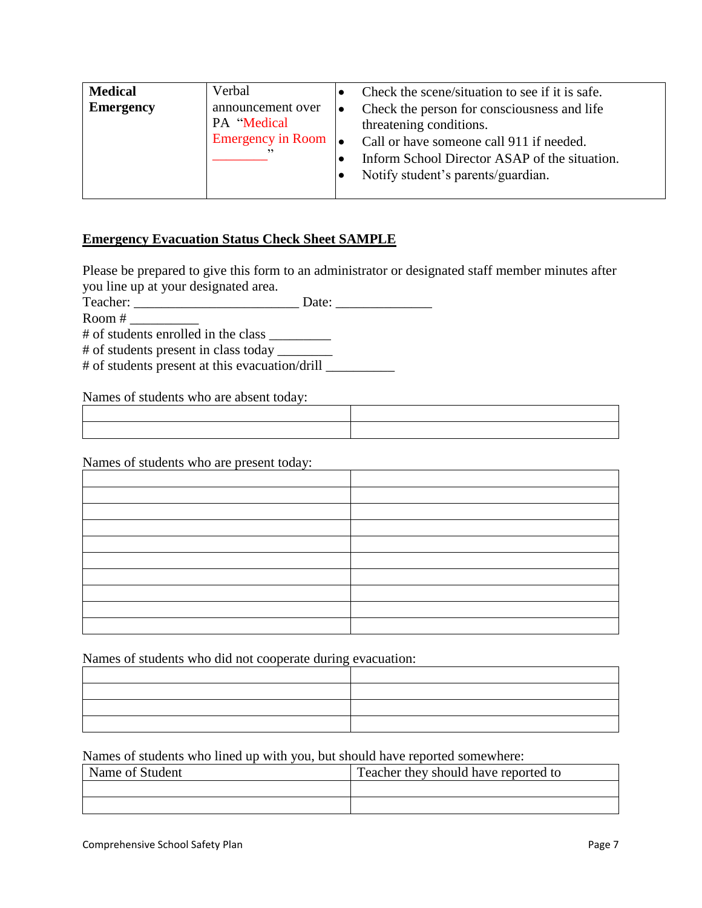| | | |
|---|---|---|
| **Medical Emergency** | Verbal announcement over PA "Medical Emergency in Room ________" | • Check the scene/situation to see if it is safe.<br>• Check the person for consciousness and life threatening conditions.<br>• Call or have someone call 911 if needed.<br>• Inform School Director ASAP of the situation.<br>• Notify student's parents/guardian. |

## Emergency Evacuation Status Check Sheet SAMPLE

Please be prepared to give this form to an administrator or designated staff member minutes after you line up at your designated area.

Teacher: ________________________ Date: ______________

Room # __________

# of students enrolled in the class _________

# of students present in class today ________

# of students present at this evacuation/drill __________

Names of students who are absent today:

| | |
|---|---|
| | |
| | |

Names of students who are present today:

| | |
|---|---|
| | |
| | |
| | |
| | |
| | |
| | |
| | |
| | |
| | |
| | |

Names of students who did not cooperate during evacuation:

| | |
|---|---|
| | |
| | |
| | |
| | |

Names of students who lined up with you, but should have reported somewhere:

| Name of Student | Teacher they should have reported to |
|---|---|
| | |
| | |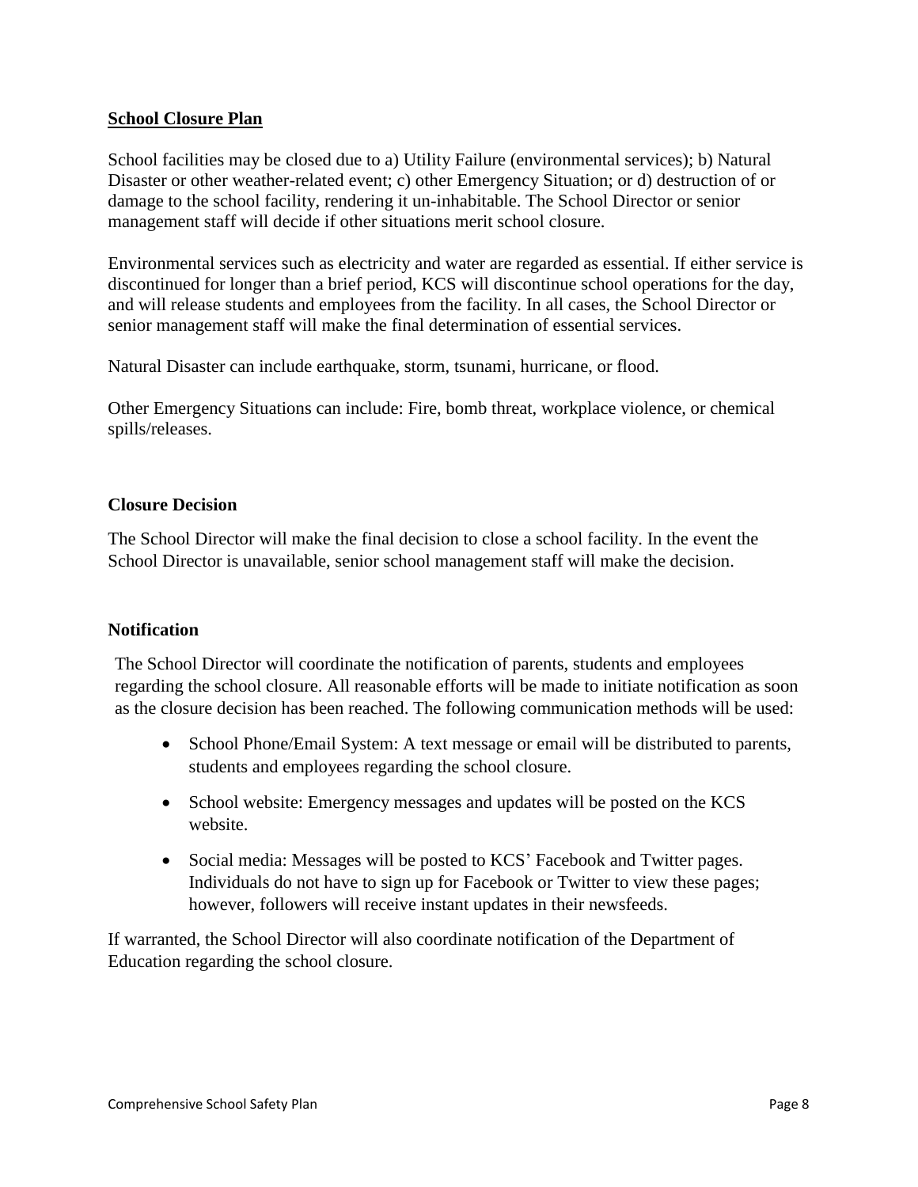## School Closure Plan

School facilities may be closed due to a) Utility Failure (environmental services); b) Natural Disaster or other weather-related event; c) other Emergency Situation; or d) destruction of or damage to the school facility, rendering it un-inhabitable. The School Director or senior management staff will decide if other situations merit school closure.

Environmental services such as electricity and water are regarded as essential. If either service is discontinued for longer than a brief period, KCS will discontinue school operations for the day, and will release students and employees from the facility. In all cases, the School Director or senior management staff will make the final determination of essential services.

Natural Disaster can include earthquake, storm, tsunami, hurricane, or flood.

Other Emergency Situations can include: Fire, bomb threat, workplace violence, or chemical spills/releases.

### Closure Decision

The School Director will make the final decision to close a school facility. In the event the School Director is unavailable, senior school management staff will make the decision.

### Notification

The School Director will coordinate the notification of parents, students and employees regarding the school closure. All reasonable efforts will be made to initiate notification as soon as the closure decision has been reached. The following communication methods will be used:

- School Phone/Email System: A text message or email will be distributed to parents, students and employees regarding the school closure.
- School website: Emergency messages and updates will be posted on the KCS website.
- Social media: Messages will be posted to KCS' Facebook and Twitter pages. Individuals do not have to sign up for Facebook or Twitter to view these pages; however, followers will receive instant updates in their newsfeeds.

If warranted, the School Director will also coordinate notification of the Department of Education regarding the school closure.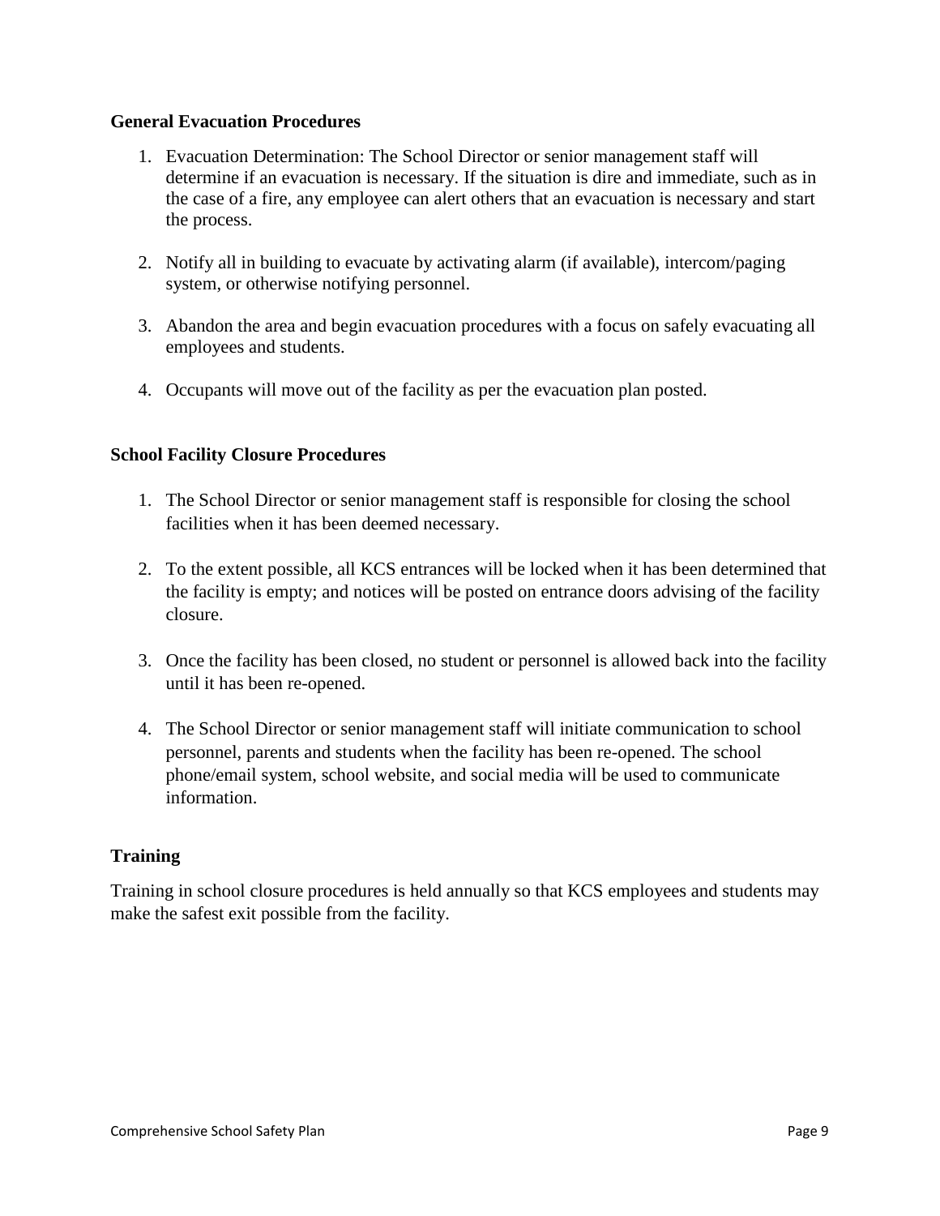### General Evacuation Procedures

1. Evacuation Determination: The School Director or senior management staff will determine if an evacuation is necessary. If the situation is dire and immediate, such as in the case of a fire, any employee can alert others that an evacuation is necessary and start the process.

2. Notify all in building to evacuate by activating alarm (if available), intercom/paging system, or otherwise notifying personnel.

3. Abandon the area and begin evacuation procedures with a focus on safely evacuating all employees and students.

4. Occupants will move out of the facility as per the evacuation plan posted.

### School Facility Closure Procedures

1. The School Director or senior management staff is responsible for closing the school facilities when it has been deemed necessary.

2. To the extent possible, all KCS entrances will be locked when it has been determined that the facility is empty; and notices will be posted on entrance doors advising of the facility closure.

3. Once the facility has been closed, no student or personnel is allowed back into the facility until it has been re-opened.

4. The School Director or senior management staff will initiate communication to school personnel, parents and students when the facility has been re-opened. The school phone/email system, school website, and social media will be used to communicate information.

## Training

Training in school closure procedures is held annually so that KCS employees and students may make the safest exit possible from the facility.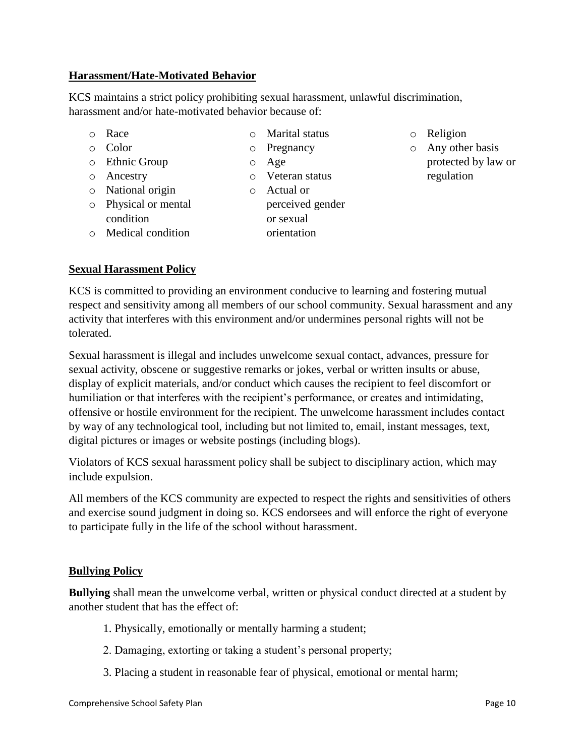## Harassment/Hate-Motivated Behavior

KCS maintains a strict policy prohibiting sexual harassment, unlawful discrimination, harassment and/or hate-motivated behavior because of:

- Race
- Color
- Ethnic Group
- Ancestry
- National origin
- Physical or mental condition
- Medical condition
- Marital status
- Pregnancy
- Age
- Veteran status
- Actual or perceived gender or sexual orientation
- Religion
- Any other basis protected by law or regulation

## Sexual Harassment Policy

KCS is committed to providing an environment conducive to learning and fostering mutual respect and sensitivity among all members of our school community. Sexual harassment and any activity that interferes with this environment and/or undermines personal rights will not be tolerated.

Sexual harassment is illegal and includes unwelcome sexual contact, advances, pressure for sexual activity, obscene or suggestive remarks or jokes, verbal or written insults or abuse, display of explicit materials, and/or conduct which causes the recipient to feel discomfort or humiliation or that interferes with the recipient's performance, or creates and intimidating, offensive or hostile environment for the recipient. The unwelcome harassment includes contact by way of any technological tool, including but not limited to, email, instant messages, text, digital pictures or images or website postings (including blogs).

Violators of KCS sexual harassment policy shall be subject to disciplinary action, which may include expulsion.

All members of the KCS community are expected to respect the rights and sensitivities of others and exercise sound judgment in doing so. KCS endorsees and will enforce the right of everyone to participate fully in the life of the school without harassment.

## Bullying Policy

**Bullying** shall mean the unwelcome verbal, written or physical conduct directed at a student by another student that has the effect of:

1. Physically, emotionally or mentally harming a student;
2. Damaging, extorting or taking a student's personal property;
3. Placing a student in reasonable fear of physical, emotional or mental harm;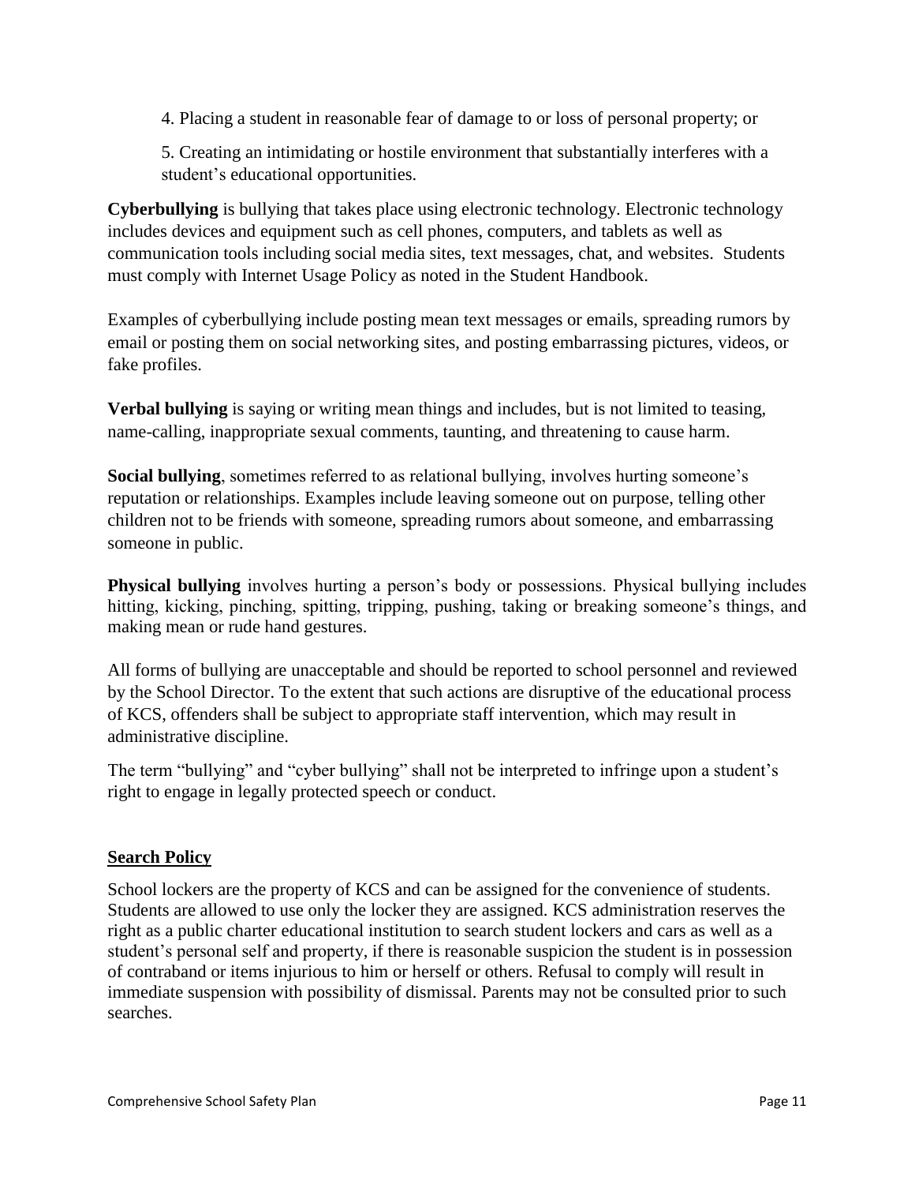4. Placing a student in reasonable fear of damage to or loss of personal property; or

5. Creating an intimidating or hostile environment that substantially interferes with a student's educational opportunities.

**Cyberbullying** is bullying that takes place using electronic technology. Electronic technology includes devices and equipment such as cell phones, computers, and tablets as well as communication tools including social media sites, text messages, chat, and websites. Students must comply with Internet Usage Policy as noted in the Student Handbook.

Examples of cyberbullying include posting mean text messages or emails, spreading rumors by email or posting them on social networking sites, and posting embarrassing pictures, videos, or fake profiles.

**Verbal bullying** is saying or writing mean things and includes, but is not limited to teasing, name-calling, inappropriate sexual comments, taunting, and threatening to cause harm.

**Social bullying**, sometimes referred to as relational bullying, involves hurting someone's reputation or relationships. Examples include leaving someone out on purpose, telling other children not to be friends with someone, spreading rumors about someone, and embarrassing someone in public.

**Physical bullying** involves hurting a person's body or possessions. Physical bullying includes hitting, kicking, pinching, spitting, tripping, pushing, taking or breaking someone's things, and making mean or rude hand gestures.

All forms of bullying are unacceptable and should be reported to school personnel and reviewed by the School Director. To the extent that such actions are disruptive of the educational process of KCS, offenders shall be subject to appropriate staff intervention, which may result in administrative discipline.

The term "bullying" and "cyber bullying" shall not be interpreted to infringe upon a student's right to engage in legally protected speech or conduct.

## Search Policy

School lockers are the property of KCS and can be assigned for the convenience of students. Students are allowed to use only the locker they are assigned. KCS administration reserves the right as a public charter educational institution to search student lockers and cars as well as a student's personal self and property, if there is reasonable suspicion the student is in possession of contraband or items injurious to him or herself or others. Refusal to comply will result in immediate suspension with possibility of dismissal. Parents may not be consulted prior to such searches.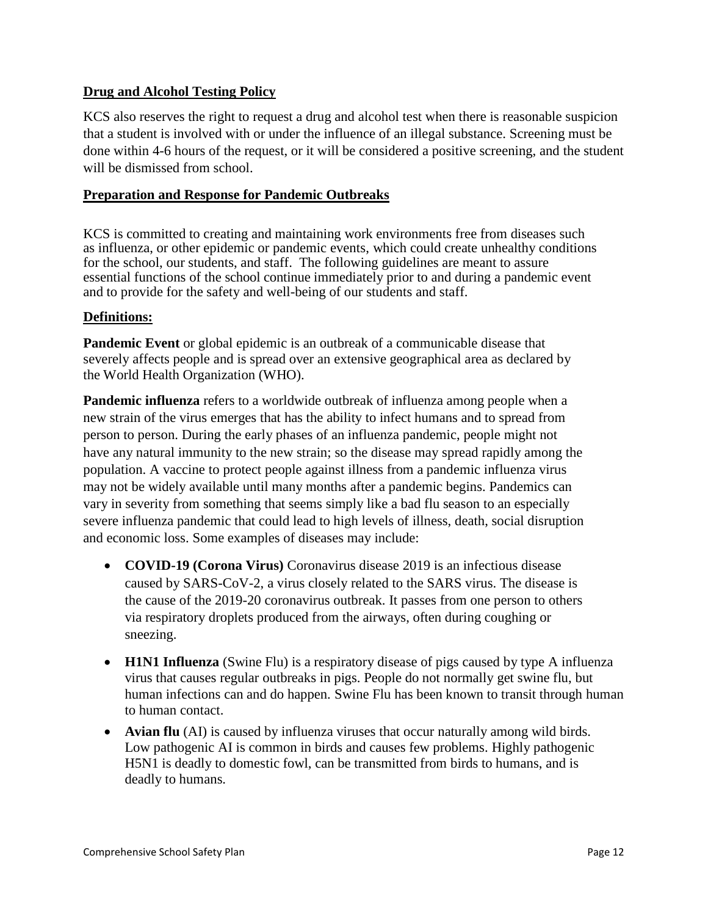**Drug and Alcohol Testing Policy**

KCS also reserves the right to request a drug and alcohol test when there is reasonable suspicion that a student is involved with or under the influence of an illegal substance. Screening must be done within 4-6 hours of the request, or it will be considered a positive screening, and the student will be dismissed from school.

**Preparation and Response for Pandemic Outbreaks**

KCS is committed to creating and maintaining work environments free from diseases such as influenza, or other epidemic or pandemic events, which could create unhealthy conditions for the school, our students, and staff. The following guidelines are meant to assure essential functions of the school continue immediately prior to and during a pandemic event and to provide for the safety and well-being of our students and staff.

**Definitions:**

**Pandemic Event** or global epidemic is an outbreak of a communicable disease that severely affects people and is spread over an extensive geographical area as declared by the World Health Organization (WHO).

**Pandemic influenza** refers to a worldwide outbreak of influenza among people when a new strain of the virus emerges that has the ability to infect humans and to spread from person to person. During the early phases of an influenza pandemic, people might not have any natural immunity to the new strain; so the disease may spread rapidly among the population. A vaccine to protect people against illness from a pandemic influenza virus may not be widely available until many months after a pandemic begins. Pandemics can vary in severity from something that seems simply like a bad flu season to an especially severe influenza pandemic that could lead to high levels of illness, death, social disruption and economic loss. Some examples of diseases may include:

- **COVID-19 (Corona Virus)** Coronavirus disease 2019 is an infectious disease caused by SARS-CoV-2, a virus closely related to the SARS virus. The disease is the cause of the 2019-20 coronavirus outbreak. It passes from one person to others via respiratory droplets produced from the airways, often during coughing or sneezing.
- **H1N1 Influenza** (Swine Flu) is a respiratory disease of pigs caused by type A influenza virus that causes regular outbreaks in pigs. People do not normally get swine flu, but human infections can and do happen. Swine Flu has been known to transit through human to human contact.
- **Avian flu** (AI) is caused by influenza viruses that occur naturally among wild birds. Low pathogenic AI is common in birds and causes few problems. Highly pathogenic H5N1 is deadly to domestic fowl, can be transmitted from birds to humans, and is deadly to humans.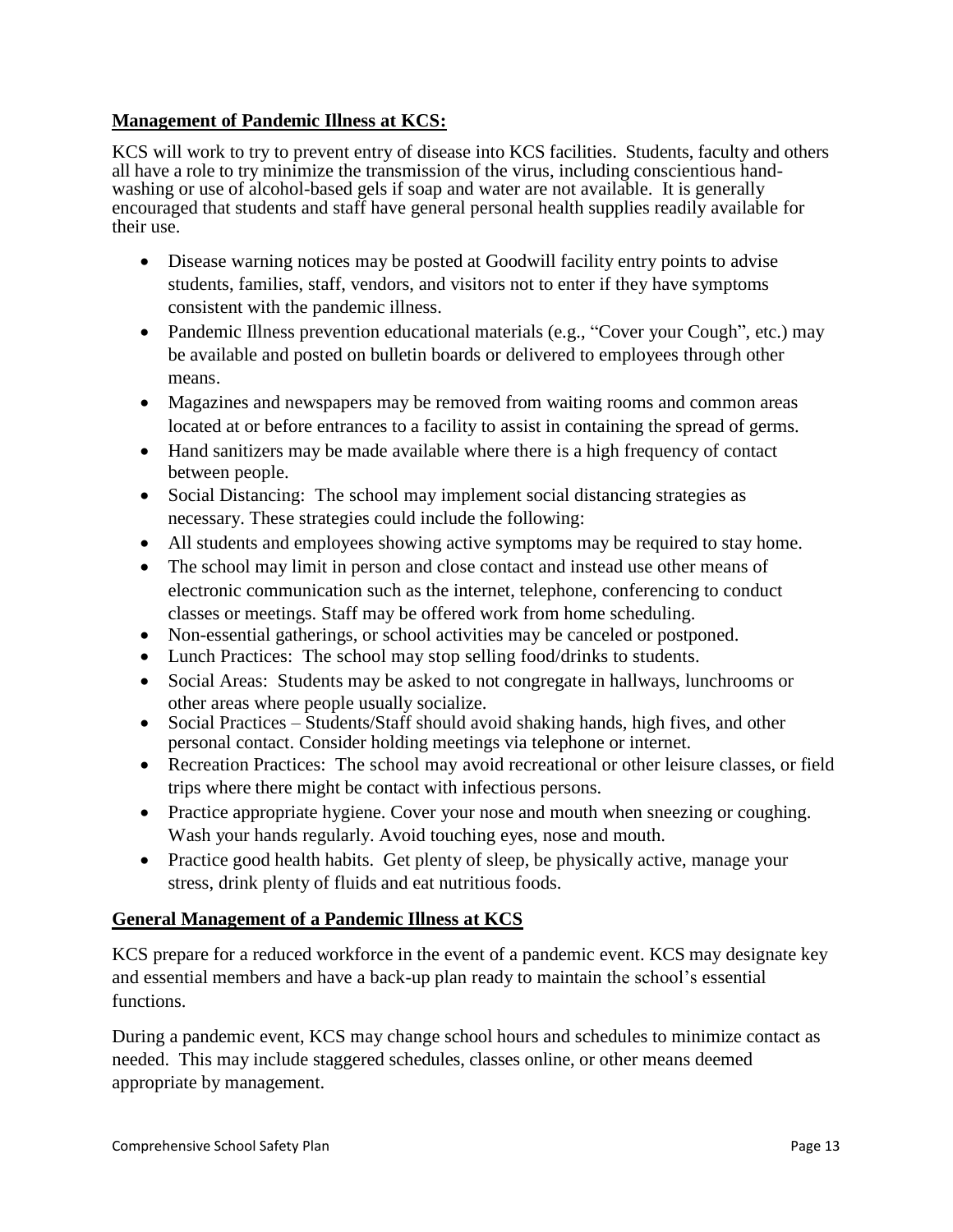**Management of Pandemic Illness at KCS:**

KCS will work to try to prevent entry of disease into KCS facilities. Students, faculty and others all have a role to try minimize the transmission of the virus, including conscientious hand-washing or use of alcohol-based gels if soap and water are not available. It is generally encouraged that students and staff have general personal health supplies readily available for their use.

- Disease warning notices may be posted at Goodwill facility entry points to advise students, families, staff, vendors, and visitors not to enter if they have symptoms consistent with the pandemic illness.
- Pandemic Illness prevention educational materials (e.g., "Cover your Cough", etc.) may be available and posted on bulletin boards or delivered to employees through other means.
- Magazines and newspapers may be removed from waiting rooms and common areas located at or before entrances to a facility to assist in containing the spread of germs.
- Hand sanitizers may be made available where there is a high frequency of contact between people.
- Social Distancing: The school may implement social distancing strategies as necessary. These strategies could include the following:
- All students and employees showing active symptoms may be required to stay home.
- The school may limit in person and close contact and instead use other means of electronic communication such as the internet, telephone, conferencing to conduct classes or meetings. Staff may be offered work from home scheduling.
- Non-essential gatherings, or school activities may be canceled or postponed.
- Lunch Practices: The school may stop selling food/drinks to students.
- Social Areas: Students may be asked to not congregate in hallways, lunchrooms or other areas where people usually socialize.
- Social Practices – Students/Staff should avoid shaking hands, high fives, and other personal contact. Consider holding meetings via telephone or internet.
- Recreation Practices: The school may avoid recreational or other leisure classes, or field trips where there might be contact with infectious persons.
- Practice appropriate hygiene. Cover your nose and mouth when sneezing or coughing. Wash your hands regularly. Avoid touching eyes, nose and mouth.
- Practice good health habits. Get plenty of sleep, be physically active, manage your stress, drink plenty of fluids and eat nutritious foods.

**General Management of a Pandemic Illness at KCS**

KCS prepare for a reduced workforce in the event of a pandemic event. KCS may designate key and essential members and have a back-up plan ready to maintain the school's essential functions.

During a pandemic event, KCS may change school hours and schedules to minimize contact as needed. This may include staggered schedules, classes online, or other means deemed appropriate by management.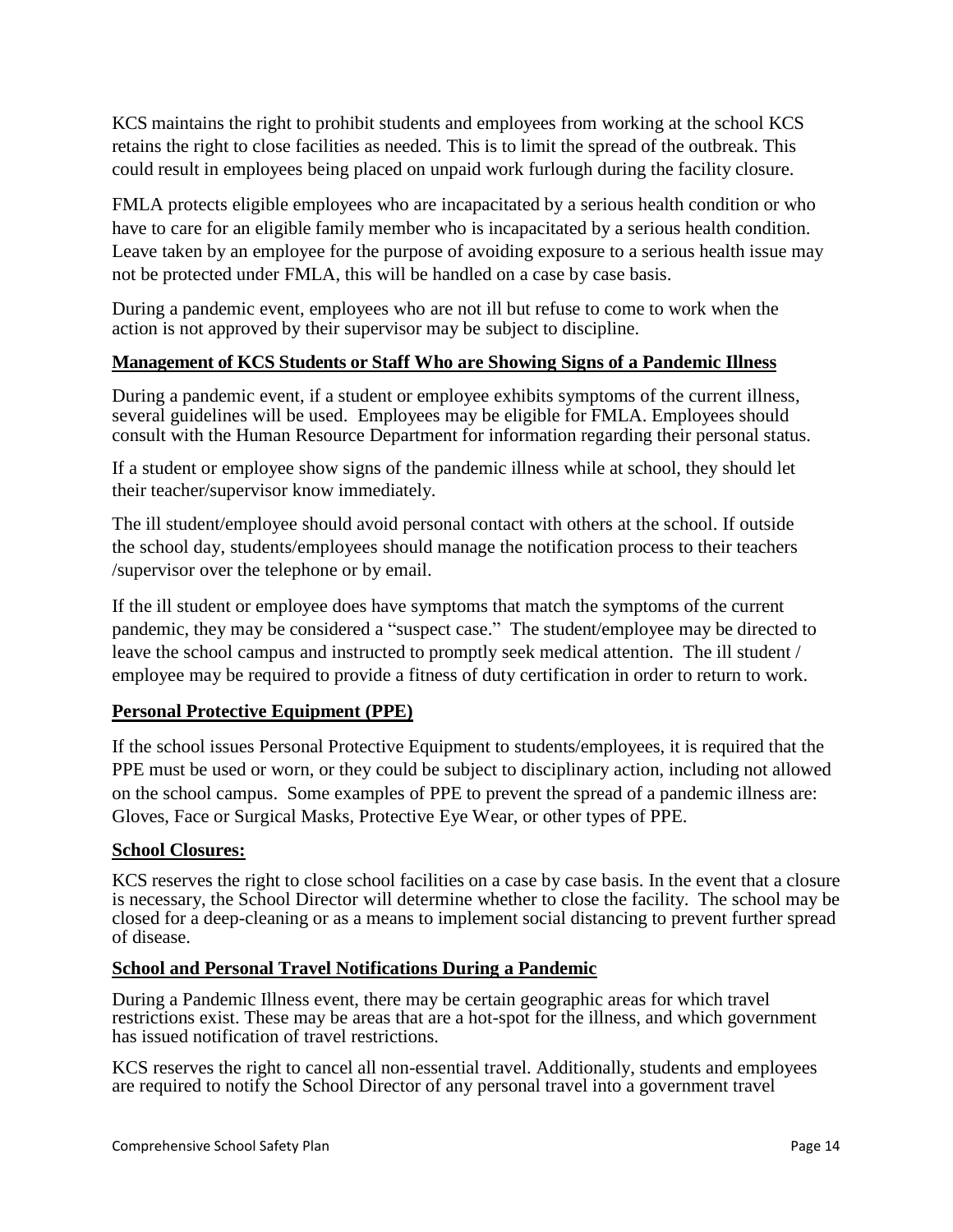KCS maintains the right to prohibit students and employees from working at the school KCS retains the right to close facilities as needed. This is to limit the spread of the outbreak. This could result in employees being placed on unpaid work furlough during the facility closure.

FMLA protects eligible employees who are incapacitated by a serious health condition or who have to care for an eligible family member who is incapacitated by a serious health condition. Leave taken by an employee for the purpose of avoiding exposure to a serious health issue may not be protected under FMLA, this will be handled on a case by case basis.

During a pandemic event, employees who are not ill but refuse to come to work when the action is not approved by their supervisor may be subject to discipline.

**Management of KCS Students or Staff Who are Showing Signs of a Pandemic Illness**

During a pandemic event, if a student or employee exhibits symptoms of the current illness, several guidelines will be used. Employees may be eligible for FMLA. Employees should consult with the Human Resource Department for information regarding their personal status.

If a student or employee show signs of the pandemic illness while at school, they should let their teacher/supervisor know immediately.

The ill student/employee should avoid personal contact with others at the school. If outside the school day, students/employees should manage the notification process to their teachers /supervisor over the telephone or by email.

If the ill student or employee does have symptoms that match the symptoms of the current pandemic, they may be considered a "suspect case." The student/employee may be directed to leave the school campus and instructed to promptly seek medical attention. The ill student / employee may be required to provide a fitness of duty certification in order to return to work.

**Personal Protective Equipment (PPE)**

If the school issues Personal Protective Equipment to students/employees, it is required that the PPE must be used or worn, or they could be subject to disciplinary action, including not allowed on the school campus. Some examples of PPE to prevent the spread of a pandemic illness are: Gloves, Face or Surgical Masks, Protective Eye Wear, or other types of PPE.

**School Closures:**

KCS reserves the right to close school facilities on a case by case basis. In the event that a closure is necessary, the School Director will determine whether to close the facility. The school may be closed for a deep-cleaning or as a means to implement social distancing to prevent further spread of disease.

**School and Personal Travel Notifications During a Pandemic**

During a Pandemic Illness event, there may be certain geographic areas for which travel restrictions exist. These may be areas that are a hot-spot for the illness, and which government has issued notification of travel restrictions.

KCS reserves the right to cancel all non-essential travel. Additionally, students and employees are required to notify the School Director of any personal travel into a government travel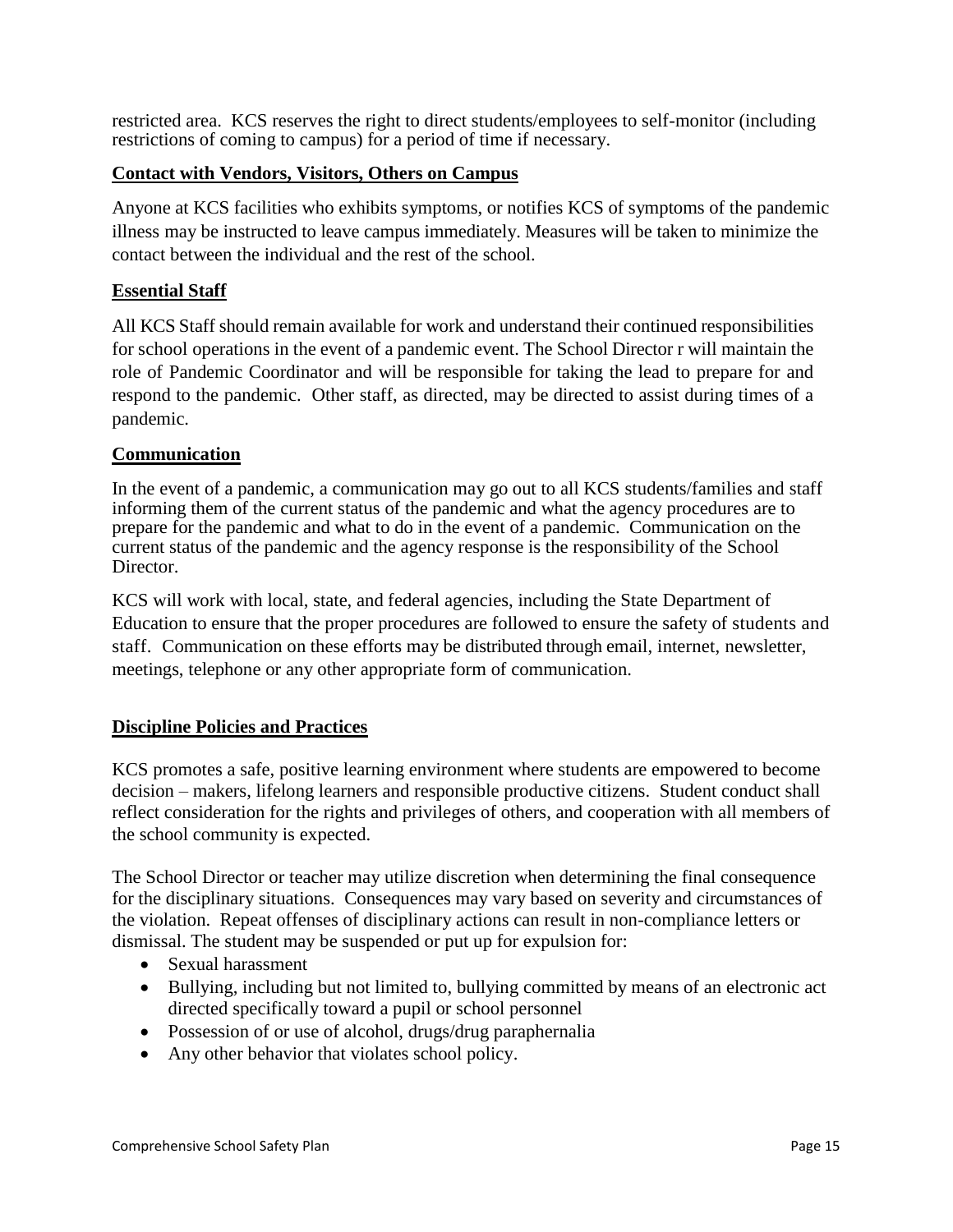restricted area. KCS reserves the right to direct students/employees to self-monitor (including restrictions of coming to campus) for a period of time if necessary.

## Contact with Vendors, Visitors, Others on Campus

Anyone at KCS facilities who exhibits symptoms, or notifies KCS of symptoms of the pandemic illness may be instructed to leave campus immediately. Measures will be taken to minimize the contact between the individual and the rest of the school.

## Essential Staff

All KCS Staff should remain available for work and understand their continued responsibilities for school operations in the event of a pandemic event. The School Director r will maintain the role of Pandemic Coordinator and will be responsible for taking the lead to prepare for and respond to the pandemic. Other staff, as directed, may be directed to assist during times of a pandemic.

## Communication

In the event of a pandemic, a communication may go out to all KCS students/families and staff informing them of the current status of the pandemic and what the agency procedures are to prepare for the pandemic and what to do in the event of a pandemic. Communication on the current status of the pandemic and the agency response is the responsibility of the School Director.

KCS will work with local, state, and federal agencies, including the State Department of Education to ensure that the proper procedures are followed to ensure the safety of students and staff. Communication on these efforts may be distributed through email, internet, newsletter, meetings, telephone or any other appropriate form of communication.

## Discipline Policies and Practices

KCS promotes a safe, positive learning environment where students are empowered to become decision – makers, lifelong learners and responsible productive citizens. Student conduct shall reflect consideration for the rights and privileges of others, and cooperation with all members of the school community is expected.

The School Director or teacher may utilize discretion when determining the final consequence for the disciplinary situations. Consequences may vary based on severity and circumstances of the violation. Repeat offenses of disciplinary actions can result in non-compliance letters or dismissal. The student may be suspended or put up for expulsion for:

- Sexual harassment
- Bullying, including but not limited to, bullying committed by means of an electronic act directed specifically toward a pupil or school personnel
- Possession of or use of alcohol, drugs/drug paraphernalia
- Any other behavior that violates school policy.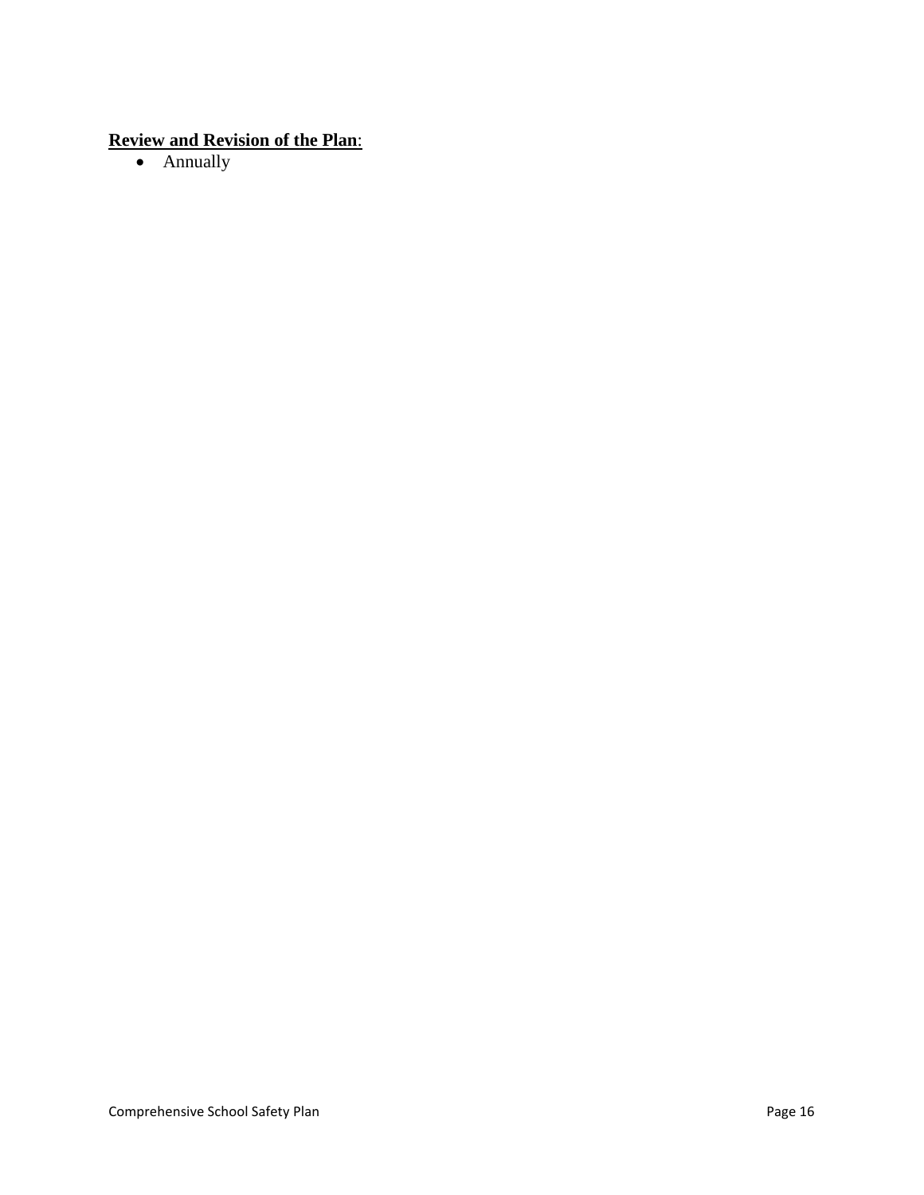**Review and Revision of the Plan**:

- Annually